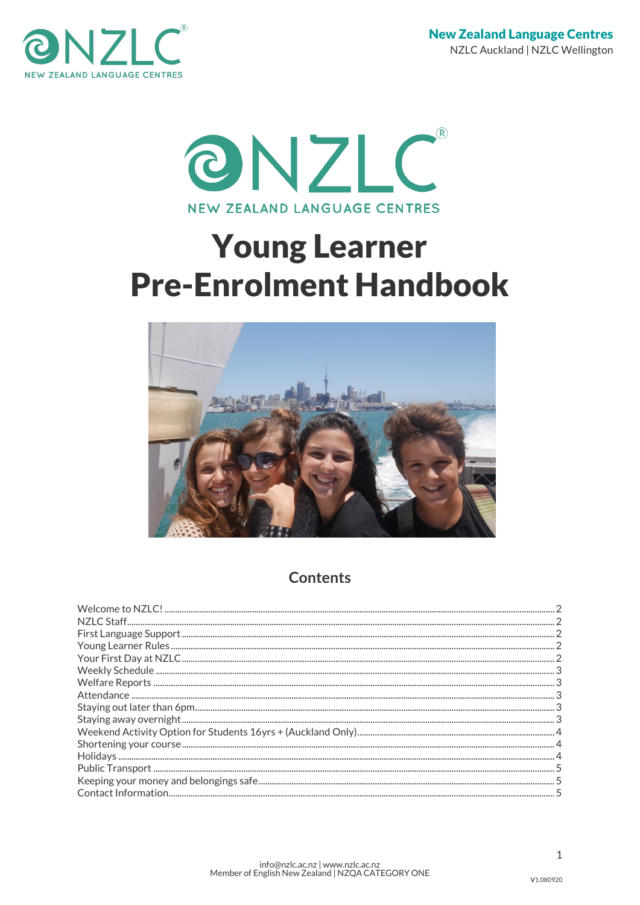**New Zealand Language Centres**
NZLC Auckland | NZLC Wellington

NZLC
NEW ZEALAND LANGUAGE CENTRES

# Young Learner Pre-Enrolment Handbook

## Contents

| Section | Page |
|---|---|
| Welcome to NZLC! | 2 |
| NZLC Staff | 2 |
| First Language Support | 2 |
| Young Learner Rules | 2 |
| Your First Day at NZLC | 2 |
| Weekly Schedule | 3 |
| Welfare Reports | 3 |
| Attendance | 3 |
| Staying out later than 6pm | 3 |
| Staying away overnight | 3 |
| Weekend Activity Option for Students 16yrs + (Auckland Only) | 4 |
| Shortening your course | 4 |
| Holidays | 4 |
| Public Transport | 5 |
| Keeping your money and belongings safe | 5 |
| Contact Information | 5 |

info@nzlc.ac.nz | www.nzlc.ac.nz
Member of English New Zealand | NZQA CATEGORY ONE

V1.080920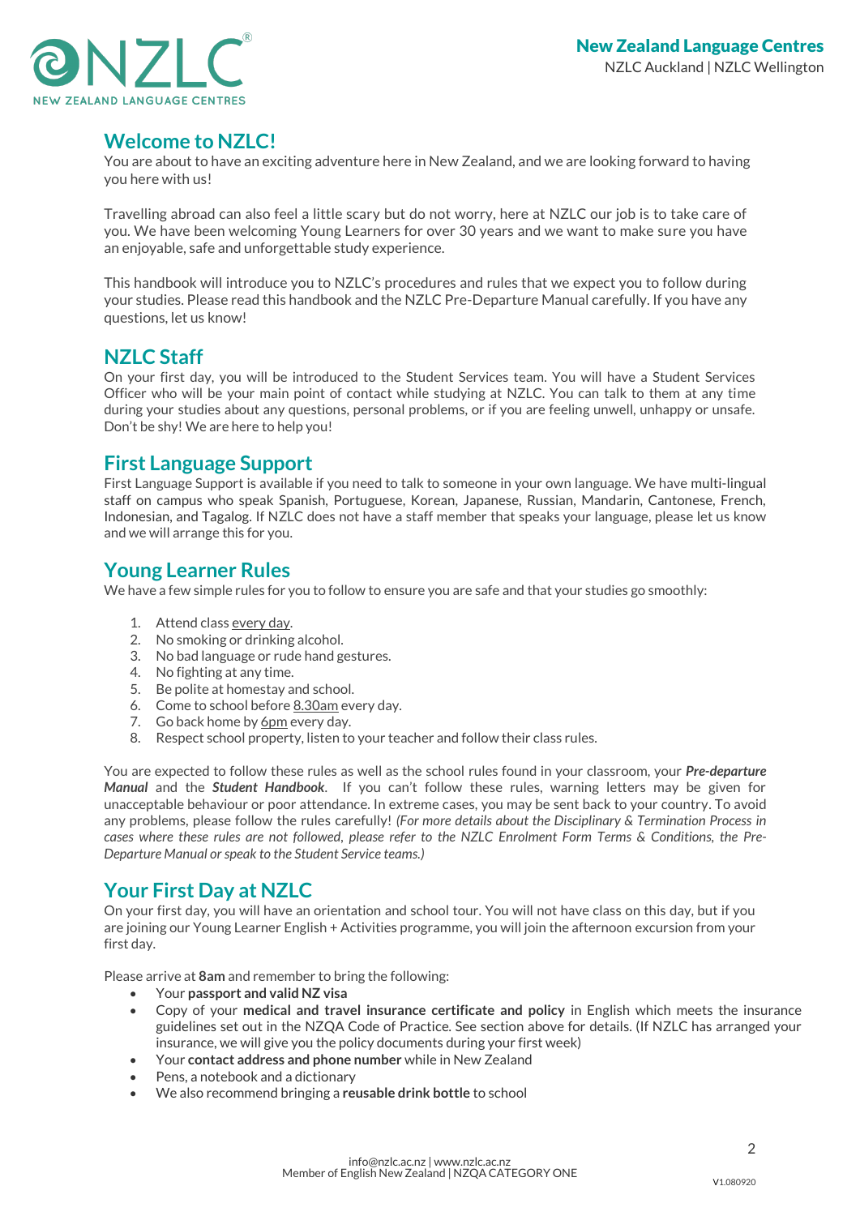## Welcome to NZLC!

You are about to have an exciting adventure here in New Zealand, and we are looking forward to having you here with us!

Travelling abroad can also feel a little scary but do not worry, here at NZLC our job is to take care of you. We have been welcoming Young Learners for over 30 years and we want to make sure you have an enjoyable, safe and unforgettable study experience.

This handbook will introduce you to NZLC's procedures and rules that we expect you to follow during your studies. Please read this handbook and the NZLC Pre-Departure Manual carefully. If you have any questions, let us know!

## NZLC Staff

On your first day, you will be introduced to the Student Services team. You will have a Student Services Officer who will be your main point of contact while studying at NZLC. You can talk to them at any time during your studies about any questions, personal problems, or if you are feeling unwell, unhappy or unsafe. Don't be shy! We are here to help you!

## First Language Support

First Language Support is available if you need to talk to someone in your own language. We have multi-lingual staff on campus who speak Spanish, Portuguese, Korean, Japanese, Russian, Mandarin, Cantonese, French, Indonesian, and Tagalog. If NZLC does not have a staff member that speaks your language, please let us know and we will arrange this for you.

## Young Learner Rules

We have a few simple rules for you to follow to ensure you are safe and that your studies go smoothly:

1. Attend class every day.
2. No smoking or drinking alcohol.
3. No bad language or rude hand gestures.
4. No fighting at any time.
5. Be polite at homestay and school.
6. Come to school before 8.30am every day.
7. Go back home by 6pm every day.
8. Respect school property, listen to your teacher and follow their class rules.

You are expected to follow these rules as well as the school rules found in your classroom, your ***Pre-departure Manual*** and the ***Student Handbook***. If you can't follow these rules, warning letters may be given for unacceptable behaviour or poor attendance. In extreme cases, you may be sent back to your country. To avoid any problems, please follow the rules carefully! *(For more details about the Disciplinary & Termination Process in cases where these rules are not followed, please refer to the NZLC Enrolment Form Terms & Conditions, the Pre-Departure Manual or speak to the Student Service teams.)*

## Your First Day at NZLC

On your first day, you will have an orientation and school tour. You will not have class on this day, but if you are joining our Young Learner English + Activities programme, you will join the afternoon excursion from your first day.

Please arrive at **8am** and remember to bring the following:

- Your **passport and valid NZ visa**
- Copy of your **medical and travel insurance certificate and policy** in English which meets the insurance guidelines set out in the NZQA Code of Practice. See section above for details. (If NZLC has arranged your insurance, we will give you the policy documents during your first week)
- Your **contact address and phone number** while in New Zealand
- Pens, a notebook and a dictionary
- We also recommend bringing a **reusable drink bottle** to school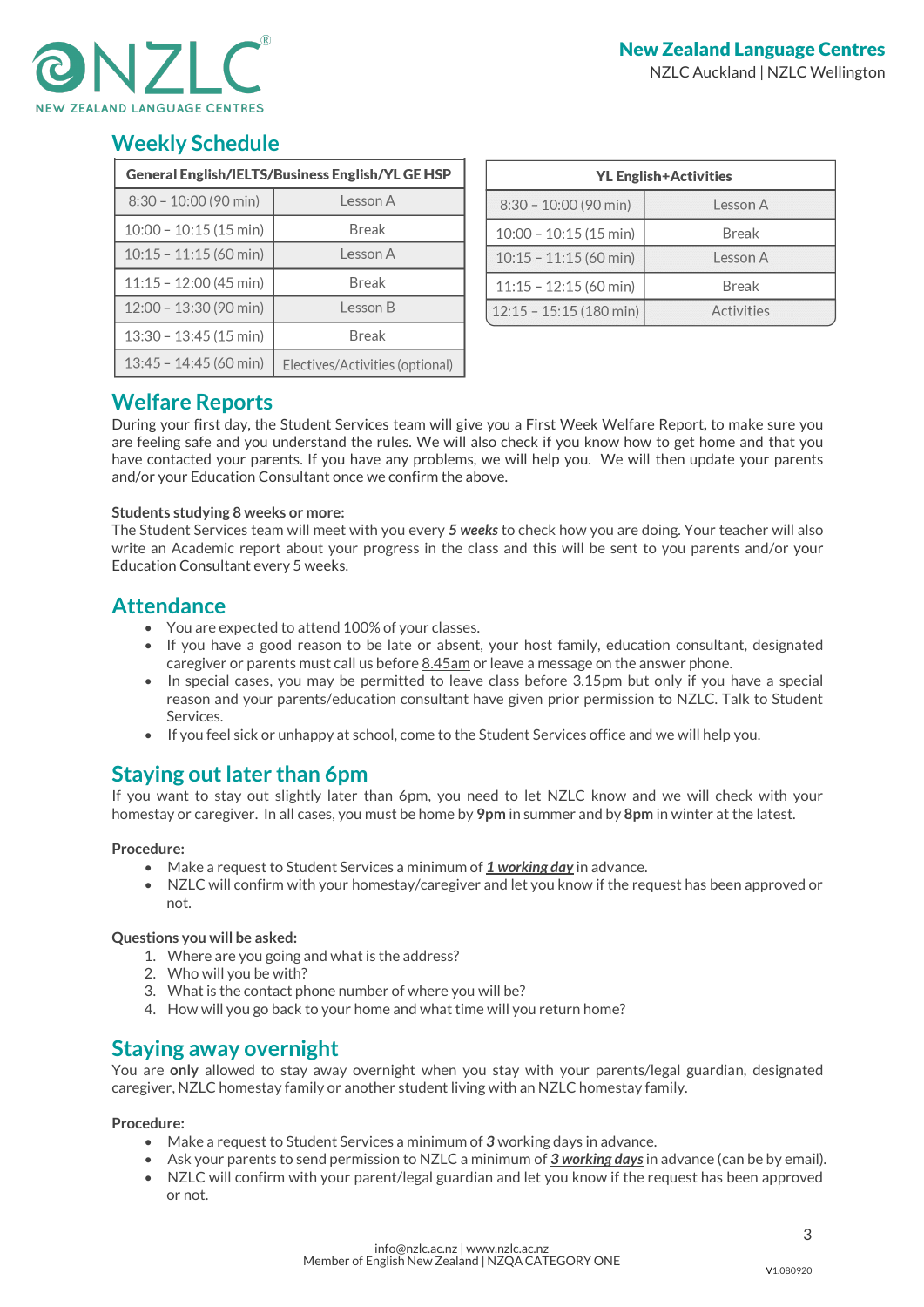## Weekly Schedule

| General English/IELTS/Business English/YL GE HSP | |
|---|---|
| 8:30 – 10:00 (90 min) | Lesson A |
| 10:00 – 10:15 (15 min) | Break |
| 10:15 – 11:15 (60 min) | Lesson A |
| 11:15 – 12:00 (45 min) | Break |
| 12:00 – 13:30 (90 min) | Lesson B |
| 13:30 – 13:45 (15 min) | Break |
| 13:45 – 14:45 (60 min) | Electives/Activities (optional) |

| YL English+Activities | |
|---|---|
| 8:30 – 10:00 (90 min) | Lesson A |
| 10:00 – 10:15 (15 min) | Break |
| 10:15 – 11:15 (60 min) | Lesson A |
| 11:15 – 12:15 (60 min) | Break |
| 12:15 – 15:15 (180 min) | Activities |

## Welfare Reports

During your first day, the Student Services team will give you a First Week Welfare Report, to make sure you are feeling safe and you understand the rules. We will also check if you know how to get home and that you have contacted your parents. If you have any problems, we will help you. We will then update your parents and/or your Education Consultant once we confirm the above.

**Students studying 8 weeks or more:**
The Student Services team will meet with you every ***5 weeks*** to check how you are doing. Your teacher will also write an Academic report about your progress in the class and this will be sent to you parents and/or your Education Consultant every 5 weeks.

## Attendance

- You are expected to attend 100% of your classes.
- If you have a good reason to be late or absent, your host family, education consultant, designated caregiver or parents must call us before 8.45am or leave a message on the answer phone.
- In special cases, you may be permitted to leave class before 3.15pm but only if you have a special reason and your parents/education consultant have given prior permission to NZLC. Talk to Student Services.
- If you feel sick or unhappy at school, come to the Student Services office and we will help you.

## Staying out later than 6pm

If you want to stay out slightly later than 6pm, you need to let NZLC know and we will check with your homestay or caregiver. In all cases, you must be home by **9pm** in summer and by **8pm** in winter at the latest.

**Procedure:**

- Make a request to Student Services a minimum of ***1 working day*** in advance.
- NZLC will confirm with your homestay/caregiver and let you know if the request has been approved or not.

**Questions you will be asked:**

1. Where are you going and what is the address?
2. Who will you be with?
3. What is the contact phone number of where you will be?
4. How will you go back to your home and what time will you return home?

## Staying away overnight

You are **only** allowed to stay away overnight when you stay with your parents/legal guardian, designated caregiver, NZLC homestay family or another student living with an NZLC homestay family.

**Procedure:**

- Make a request to Student Services a minimum of ***3*** working days in advance.
- Ask your parents to send permission to NZLC a minimum of ***3 working days*** in advance (can be by email).
- NZLC will confirm with your parent/legal guardian and let you know if the request has been approved or not.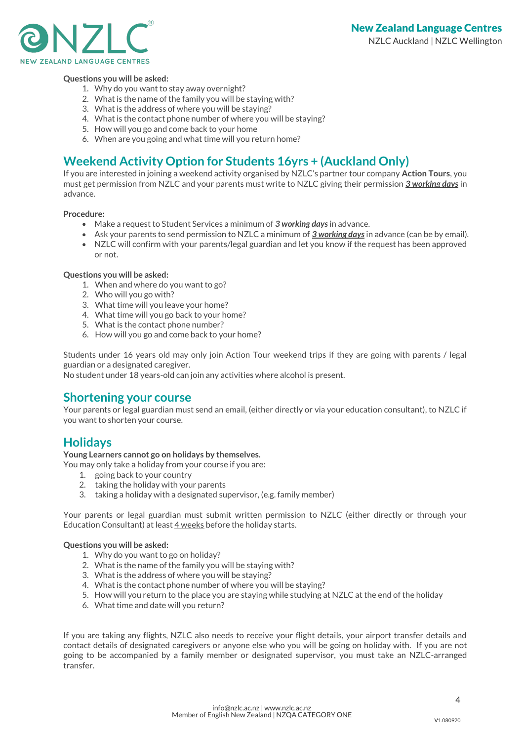**Questions you will be asked:**

1. Why do you want to stay away overnight?
2. What is the name of the family you will be staying with?
3. What is the address of where you will be staying?
4. What is the contact phone number of where you will be staying?
5. How will you go and come back to your home
6. When are you going and what time will you return home?

## Weekend Activity Option for Students 16yrs + (Auckland Only)

If you are interested in joining a weekend activity organised by NZLC's partner tour company **Action Tours**, you must get permission from NZLC and your parents must write to NZLC giving their permission ***3 working days*** in advance.

**Procedure:**

- Make a request to Student Services a minimum of ***3 working days*** in advance.
- Ask your parents to send permission to NZLC a minimum of ***3 working days*** in advance (can be by email).
- NZLC will confirm with your parents/legal guardian and let you know if the request has been approved or not.

**Questions you will be asked:**

1. When and where do you want to go?
2. Who will you go with?
3. What time will you leave your home?
4. What time will you go back to your home?
5. What is the contact phone number?
6. How will you go and come back to your home?

Students under 16 years old may only join Action Tour weekend trips if they are going with parents / legal guardian or a designated caregiver.
No student under 18 years-old can join any activities where alcohol is present.

## Shortening your course

Your parents or legal guardian must send an email, (either directly or via your education consultant), to NZLC if you want to shorten your course.

## Holidays

**Young Learners cannot go on holidays by themselves.**
You may only take a holiday from your course if you are:

1. going back to your country
2. taking the holiday with your parents
3. taking a holiday with a designated supervisor, (e.g. family member)

Your parents or legal guardian must submit written permission to NZLC (either directly or through your Education Consultant) at least 4 weeks before the holiday starts.

**Questions you will be asked:**

1. Why do you want to go on holiday?
2. What is the name of the family you will be staying with?
3. What is the address of where you will be staying?
4. What is the contact phone number of where you will be staying?
5. How will you return to the place you are staying while studying at NZLC at the end of the holiday
6. What time and date will you return?

If you are taking any flights, NZLC also needs to receive your flight details, your airport transfer details and contact details of designated caregivers or anyone else who you will be going on holiday with. If you are not going to be accompanied by a family member or designated supervisor, you must take an NZLC-arranged transfer.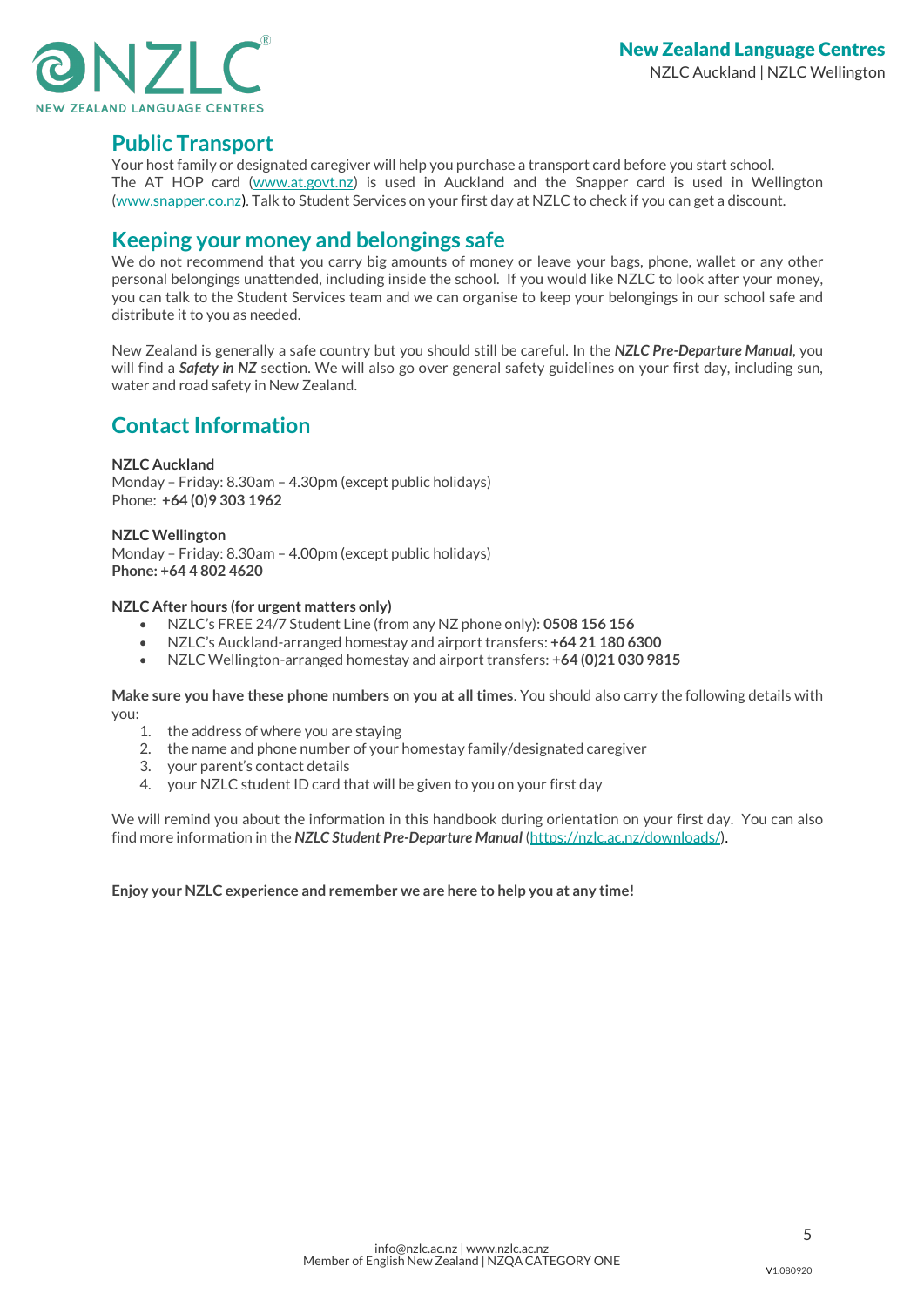## Public Transport

Your host family or designated caregiver will help you purchase a transport card before you start school. The AT HOP card (www.at.govt.nz) is used in Auckland and the Snapper card is used in Wellington (www.snapper.co.nz). Talk to Student Services on your first day at NZLC to check if you can get a discount.

## Keeping your money and belongings safe

We do not recommend that you carry big amounts of money or leave your bags, phone, wallet or any other personal belongings unattended, including inside the school. If you would like NZLC to look after your money, you can talk to the Student Services team and we can organise to keep your belongings in our school safe and distribute it to you as needed.

New Zealand is generally a safe country but you should still be careful. In the ***NZLC Pre-Departure Manual***, you will find a ***Safety in NZ*** section. We will also go over general safety guidelines on your first day, including sun, water and road safety in New Zealand.

## Contact Information

**NZLC Auckland**
Monday – Friday: 8.30am – 4.30pm (except public holidays)
Phone: **+64 (0)9 303 1962**

**NZLC Wellington**
Monday – Friday: 8.30am – 4.00pm (except public holidays)
**Phone: +64 4 802 4620**

**NZLC After hours (for urgent matters only)**

- NZLC's FREE 24/7 Student Line (from any NZ phone only): **0508 156 156**
- NZLC's Auckland-arranged homestay and airport transfers: **+64 21 180 6300**
- NZLC Wellington-arranged homestay and airport transfers: **+64 (0)21 030 9815**

**Make sure you have these phone numbers on you at all times**. You should also carry the following details with you:

1. the address of where you are staying
2. the name and phone number of your homestay family/designated caregiver
3. your parent's contact details
4. your NZLC student ID card that will be given to you on your first day

We will remind you about the information in this handbook during orientation on your first day. You can also find more information in the ***NZLC Student Pre-Departure Manual*** (https://nzlc.ac.nz/downloads/).

**Enjoy your NZLC experience and remember we are here to help you at any time!**